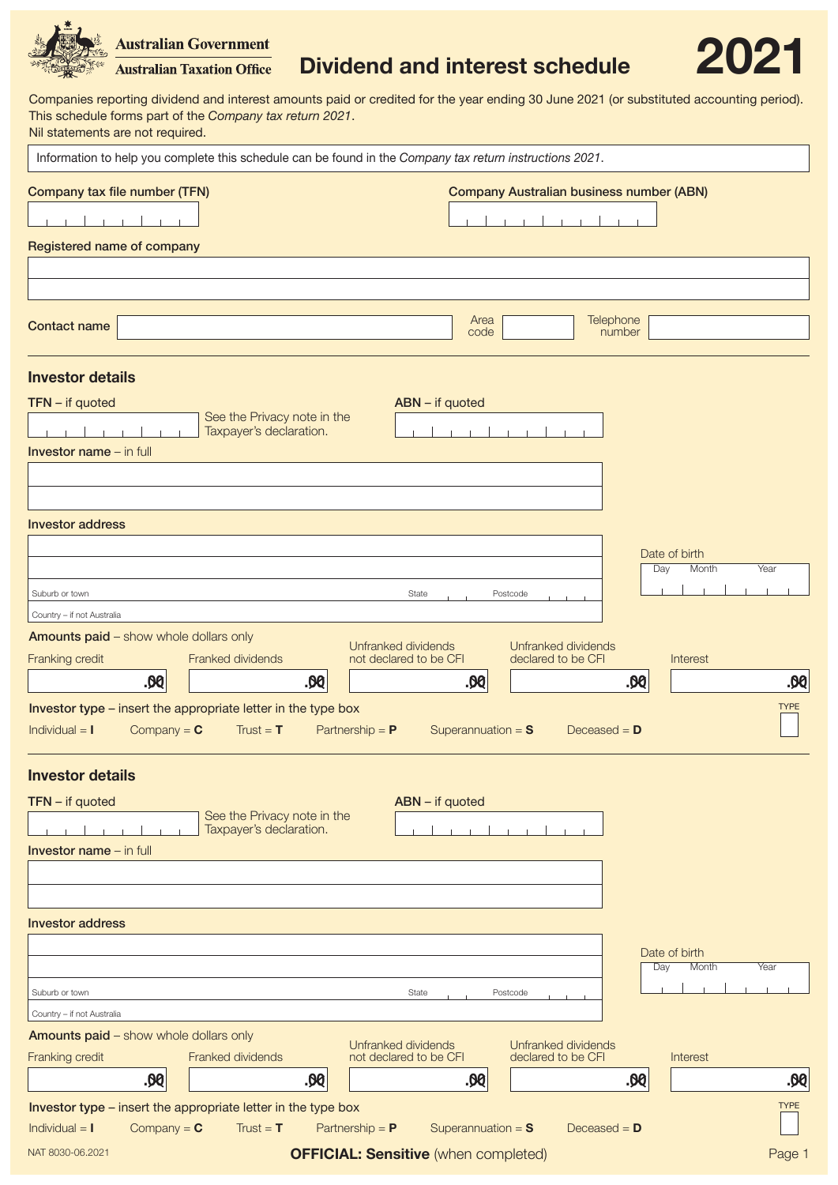Australian Government
Australian Taxation Office

# Dividend and interest schedule 2021

Companies reporting dividend and interest amounts paid or credited for the year ending 30 June 2021 (or substituted accounting period). This schedule forms part of the *Company tax return 2021*.
Nil statements are not required.

Information to help you complete this schedule can be found in the *Company tax return instructions 2021*.

**Company tax file number (TFN)**

**Company Australian business number (ABN)**

**Registered name of company**

**Contact name** Area code Telephone number

## Investor details

**TFN** – if quoted See the Privacy note in the Taxpayer's declaration.

**ABN** – if quoted

**Investor name** – in full

**Investor address**

Suburb or town State Postcode

Country – if not Australia

Date of birth Day Month Year

**Amounts paid** – show whole dollars only

| Franking credit | Franked dividends | Unfranked dividends not declared to be CFI | Unfranked dividends declared to be CFI | Interest |
|---|---|---|---|---|
| .00 | .00 | .00 | .00 | .00 |

**Investor type** – insert the appropriate letter in the type box

Individual = **I** Company = **C** Trust = **T** Partnership = **P** Superannuation = **S** Deceased = **D**

TYPE

## Investor details

**TFN** – if quoted See the Privacy note in the Taxpayer's declaration.

**ABN** – if quoted

**Investor name** – in full

**Investor address**

Suburb or town State Postcode

Country – if not Australia

Date of birth Day Month Year

**Amounts paid** – show whole dollars only

| Franking credit | Franked dividends | Unfranked dividends not declared to be CFI | Unfranked dividends declared to be CFI | Interest |
|---|---|---|---|---|
| .00 | .00 | .00 | .00 | .00 |

**Investor type** – insert the appropriate letter in the type box

Individual = **I** Company = **C** Trust = **T** Partnership = **P** Superannuation = **S** Deceased = **D**

TYPE

NAT 8030-06.2021

**OFFICIAL: Sensitive** (when completed)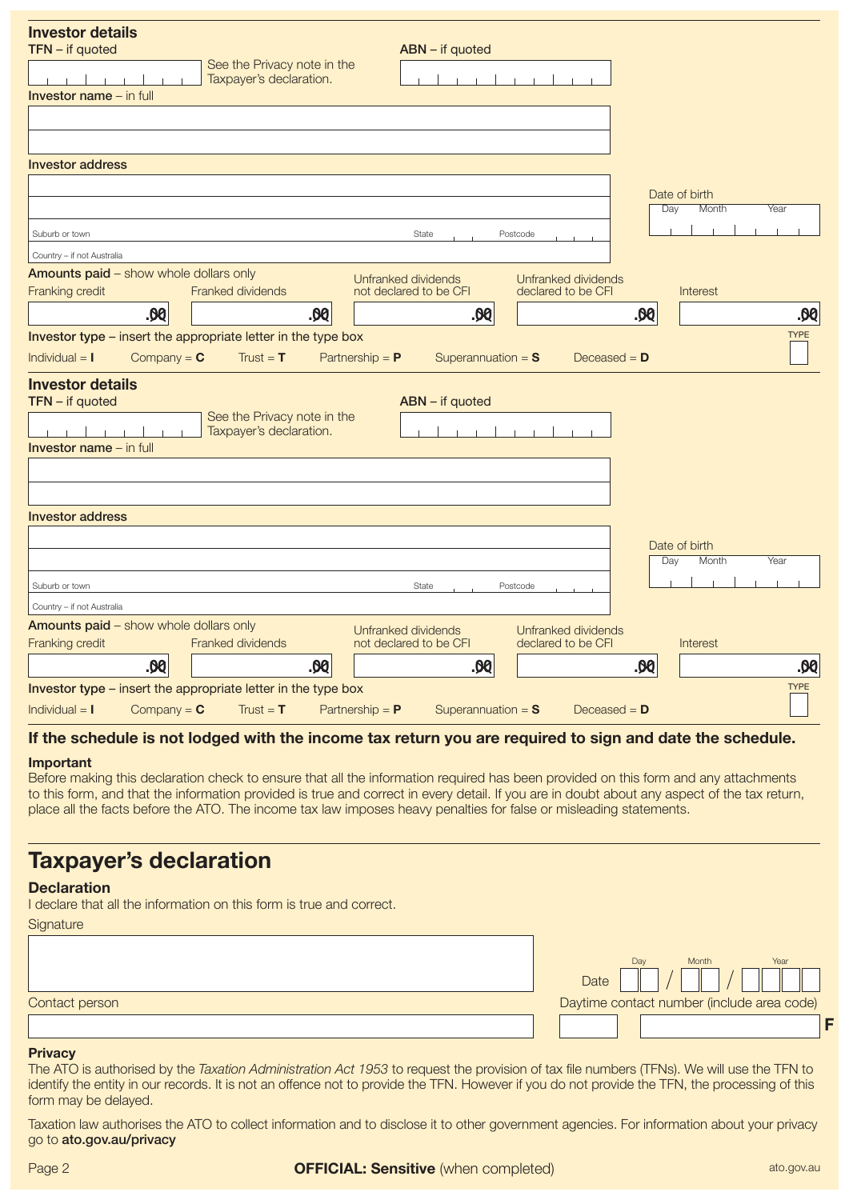## Investor details

**TFN** – if quoted

See the Privacy note in the Taxpayer's declaration.

**ABN** – if quoted

**Investor name** – in full

**Investor address**

Suburb or town

State

Postcode

Country – if not Australia

Date of birth

Day Month Year

**Amounts paid** – show whole dollars only

| Franking credit | Franked dividends | Unfranked dividends not declared to be CFI | Unfranked dividends declared to be CFI | Interest |
|---|---|---|---|---|
| .00 | .00 | .00 | .00 | .00 |

**Investor type** – insert the appropriate letter in the type box

Individual = **I** Company = **C** Trust = **T** Partnership = **P** Superannuation = **S** Deceased = **D**

TYPE

## Investor details

**TFN** – if quoted

See the Privacy note in the Taxpayer's declaration.

**ABN** – if quoted

**Investor name** – in full

**Investor address**

Suburb or town

State

Postcode

Country – if not Australia

Date of birth

Day Month Year

**Amounts paid** – show whole dollars only

| Franking credit | Franked dividends | Unfranked dividends not declared to be CFI | Unfranked dividends declared to be CFI | Interest |
|---|---|---|---|---|
| .00 | .00 | .00 | .00 | .00 |

**Investor type** – insert the appropriate letter in the type box

Individual = **I** Company = **C** Trust = **T** Partnership = **P** Superannuation = **S** Deceased = **D**

TYPE

**If the schedule is not lodged with the income tax return you are required to sign and date the schedule.**

### Important

Before making this declaration check to ensure that all the information required has been provided on this form and any attachments to this form, and that the information provided is true and correct in every detail. If you are in doubt about any aspect of the tax return, place all the facts before the ATO. The income tax law imposes heavy penalties for false or misleading statements.

# Taxpayer's declaration

### Declaration

I declare that all the information on this form is true and correct.

Signature

Date Day / Month / Year

Contact person

Daytime contact number (include area code)

F

### Privacy

The ATO is authorised by the *Taxation Administration Act 1953* to request the provision of tax file numbers (TFNs). We will use the TFN to identify the entity in our records. It is not an offence not to provide the TFN. However if you do not provide the TFN, the processing of this form may be delayed.

Taxation law authorises the ATO to collect information and to disclose it to other government agencies. For information about your privacy go to **ato.gov.au/privacy**

**OFFICIAL: Sensitive** (when completed)